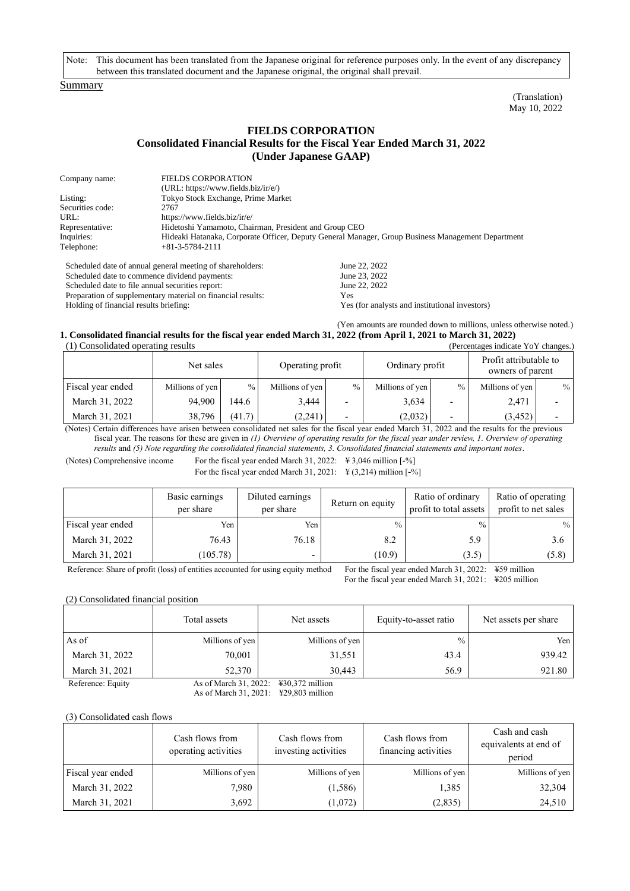Note: This document has been translated from the Japanese original for reference purposes only. In the event of any discrepancy between this translated document and the Japanese original, the original shall prevail.

Summary

(Translation)
May 10, 2022

# FIELDS CORPORATION
## Consolidated Financial Results for the Fiscal Year Ended March 31, 2022 (Under Japanese GAAP)

| | |
|---|---|
| Company name: | FIELDS CORPORATION (URL: https://www.fields.biz/ir/e/) |
| Listing: | Tokyo Stock Exchange, Prime Market |
| Securities code: | 2767 |
| URL: | https://www.fields.biz/ir/e/ |
| Representative: | Hidetoshi Yamamoto, Chairman, President and Group CEO |
| Inquiries: | Hideaki Hatanaka, Corporate Officer, Deputy General Manager, Group Business Management Department |
| Telephone: | +81-3-5784-2111 |

| | |
|---|---|
| Scheduled date of annual general meeting of shareholders: | June 22, 2022 |
| Scheduled date to commence dividend payments: | June 23, 2022 |
| Scheduled date to file annual securities report: | June 22, 2022 |
| Preparation of supplementary material on financial results: | Yes |
| Holding of financial results briefing: | Yes (for analysts and institutional investors) |

(Yen amounts are rounded down to millions, unless otherwise noted.)

### 1. Consolidated financial results for the fiscal year ended March 31, 2022 (from April 1, 2021 to March 31, 2022)

(1) Consolidated operating results (Percentages indicate YoY changes.)

| | Net sales | | Operating profit | | Ordinary profit | | Profit attributable to owners of parent | |
|---|---|---|---|---|---|---|---|---|
| Fiscal year ended | Millions of yen | % | Millions of yen | % | Millions of yen | % | Millions of yen | % |
| March 31, 2022 | 94,900 | 144.6 | 3,444 | - | 3,634 | - | 2,471 | - |
| March 31, 2021 | 38,796 | (41.7) | (2,241) | - | (2,032) | - | (3,452) | - |

(Notes) Certain differences have arisen between consolidated net sales for the fiscal year ended March 31, 2022 and the results for the previous fiscal year. The reasons for these are given in *(1) Overview of operating results for the fiscal year under review, 1. Overview of operating results* and *(5) Note regarding the consolidated financial statements, 3. Consolidated financial statements and important notes*.

(Notes) Comprehensive income For the fiscal year ended March 31, 2022: ¥ 3,046 million [-%]
For the fiscal year ended March 31, 2021: ¥ (3,214) million [-%]

| | Basic earnings per share | Diluted earnings per share | Return on equity | Ratio of ordinary profit to total assets | Ratio of operating profit to net sales |
|---|---|---|---|---|---|
| Fiscal year ended | Yen | Yen | % | % | % |
| March 31, 2022 | 76.43 | 76.18 | 8.2 | 5.9 | 3.6 |
| March 31, 2021 | (105.78) | - | (10.9) | (3.5) | (5.8) |

Reference: Share of profit (loss) of entities accounted for using equity method For the fiscal year ended March 31, 2022: ¥59 million
For the fiscal year ended March 31, 2021: ¥205 million

(2) Consolidated financial position

| | Total assets | Net assets | Equity-to-asset ratio | Net assets per share |
|---|---|---|---|---|
| As of | Millions of yen | Millions of yen | % | Yen |
| March 31, 2022 | 70,001 | 31,551 | 43.4 | 939.42 |
| March 31, 2021 | 52,370 | 30,443 | 56.9 | 921.80 |

Reference: Equity As of March 31, 2022: ¥30,372 million
As of March 31, 2021: ¥29,803 million

(3) Consolidated cash flows

| | Cash flows from operating activities | Cash flows from investing activities | Cash flows from financing activities | Cash and cash equivalents at end of period |
|---|---|---|---|---|
| Fiscal year ended | Millions of yen | Millions of yen | Millions of yen | Millions of yen |
| March 31, 2022 | 7,980 | (1,586) | 1,385 | 32,304 |
| March 31, 2021 | 3,692 | (1,072) | (2,835) | 24,510 |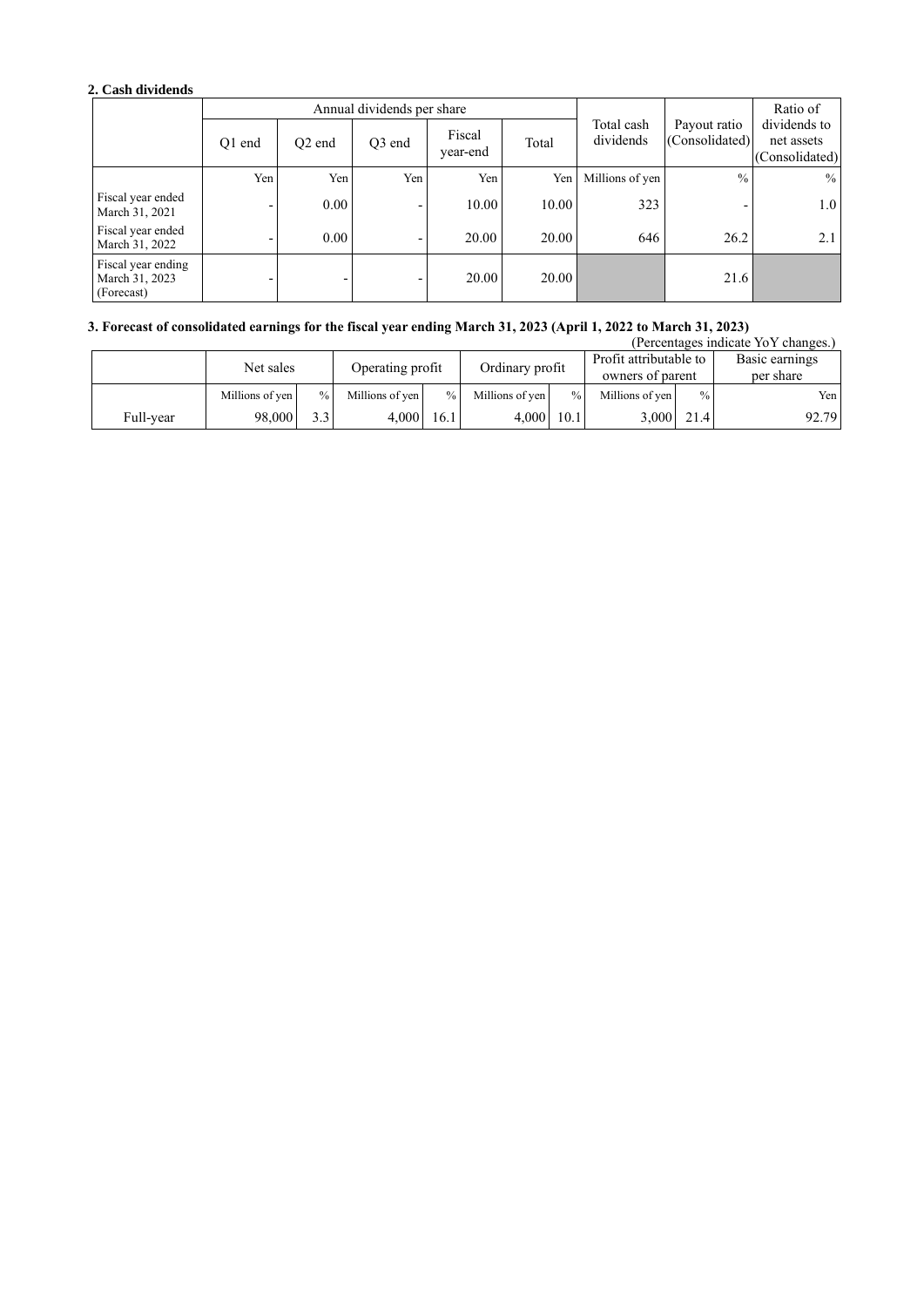### 2. Cash dividends

| | Annual dividends per share | | | | | Total cash dividends | Payout ratio (Consolidated) | Ratio of dividends to net assets (Consolidated) |
|---|---|---|---|---|---|---|---|---|
| | Q1 end | Q2 end | Q3 end | Fiscal year-end | Total | | | |
| | Yen | Yen | Yen | Yen | Yen | Millions of yen | % | % |
| Fiscal year ended March 31, 2021 | - | 0.00 | - | 10.00 | 10.00 | 323 | - | 1.0 |
| Fiscal year ended March 31, 2022 | - | 0.00 | - | 20.00 | 20.00 | 646 | 26.2 | 2.1 |
| Fiscal year ending March 31, 2023 (Forecast) | - | - | - | 20.00 | 20.00 | | 21.6 | |

### 3. Forecast of consolidated earnings for the fiscal year ending March 31, 2023 (April 1, 2022 to March 31, 2023)

(Percentages indicate YoY changes.)

| | Net sales | | Operating profit | | Ordinary profit | | Profit attributable to owners of parent | | Basic earnings per share |
|---|---|---|---|---|---|---|---|---|---|
| | Millions of yen | % | Millions of yen | % | Millions of yen | % | Millions of yen | % | Yen |
| Full-year | 98,000 | 3.3 | 4,000 | 16.1 | 4,000 | 10.1 | 3,000 | 21.4 | 92.79 |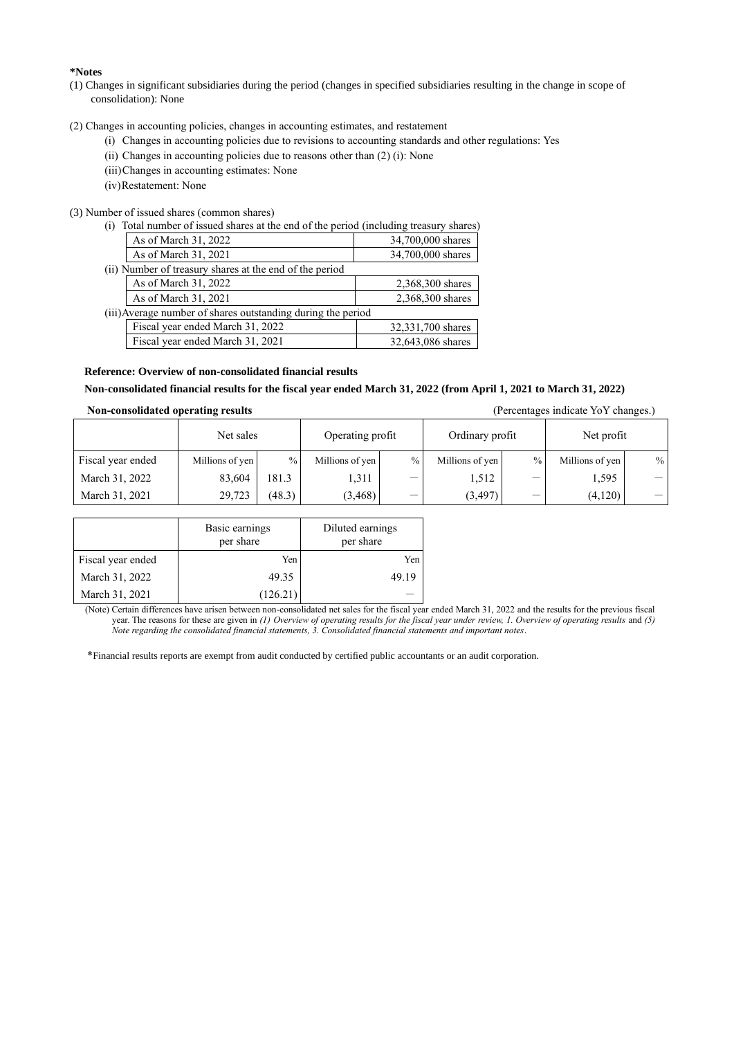**\*Notes**

(1) Changes in significant subsidiaries during the period (changes in specified subsidiaries resulting in the change in scope of consolidation): None

(2) Changes in accounting policies, changes in accounting estimates, and restatement

(i) Changes in accounting policies due to revisions to accounting standards and other regulations: Yes

(ii) Changes in accounting policies due to reasons other than (2) (i): None

(iii) Changes in accounting estimates: None

(iv) Restatement: None

(3) Number of issued shares (common shares)

(i) Total number of issued shares at the end of the period (including treasury shares)

| | |
|---|---|
| As of March 31, 2022 | 34,700,000 shares |
| As of March 31, 2021 | 34,700,000 shares |

(ii) Number of treasury shares at the end of the period

| | |
|---|---|
| As of March 31, 2022 | 2,368,300 shares |
| As of March 31, 2021 | 2,368,300 shares |

(iii) Average number of shares outstanding during the period

| | |
|---|---|
| Fiscal year ended March 31, 2022 | 32,331,700 shares |
| Fiscal year ended March 31, 2021 | 32,643,086 shares |

**Reference: Overview of non-consolidated financial results**

**Non-consolidated financial results for the fiscal year ended March 31, 2022 (from April 1, 2021 to March 31, 2022)**

**Non-consolidated operating results** (Percentages indicate YoY changes.)

| | Net sales | | Operating profit | | Ordinary profit | | Net profit | |
|---|---|---|---|---|---|---|---|---|
| Fiscal year ended | Millions of yen | % | Millions of yen | % | Millions of yen | % | Millions of yen | % |
| March 31, 2022 | 83,604 | 181.3 | 1,311 | — | 1,512 | — | 1,595 | — |
| March 31, 2021 | 29,723 | (48.3) | (3,468) | — | (3,497) | — | (4,120) | — |

| | Basic earnings per share | Diluted earnings per share |
|---|---|---|
| Fiscal year ended | Yen | Yen |
| March 31, 2022 | 49.35 | 49.19 |
| March 31, 2021 | (126.21) | — |

(Note) Certain differences have arisen between non-consolidated net sales for the fiscal year ended March 31, 2022 and the results for the previous fiscal year. The reasons for these are given in *(1) Overview of operating results for the fiscal year under review, 1. Overview of operating results* and *(5) Note regarding the consolidated financial statements, 3. Consolidated financial statements and important notes*.

\*Financial results reports are exempt from audit conducted by certified public accountants or an audit corporation.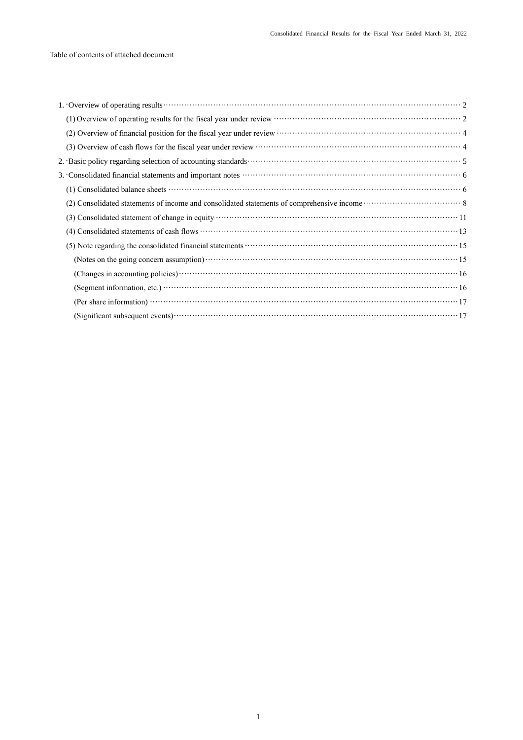Table of contents of attached document

1. Overview of operating results ··· 2
   (1) Overview of operating results for the fiscal year under review ··· 2
   (2) Overview of financial position for the fiscal year under review ··· 4
   (3) Overview of cash flows for the fiscal year under review ··· 4
2. Basic policy regarding selection of accounting standards ··· 5
3. Consolidated financial statements and important notes ··· 6
   (1) Consolidated balance sheets ··· 6
   (2) Consolidated statements of income and consolidated statements of comprehensive income ··· 8
   (3) Consolidated statement of change in equity ··· 11
   (4) Consolidated statements of cash flows ··· 13
   (5) Note regarding the consolidated financial statements ··· 15
      (Notes on the going concern assumption) ··· 15
      (Changes in accounting policies) ··· 16
      (Segment information, etc.) ··· 16
      (Per share information) ··· 17
      (Significant subsequent events) ··· 17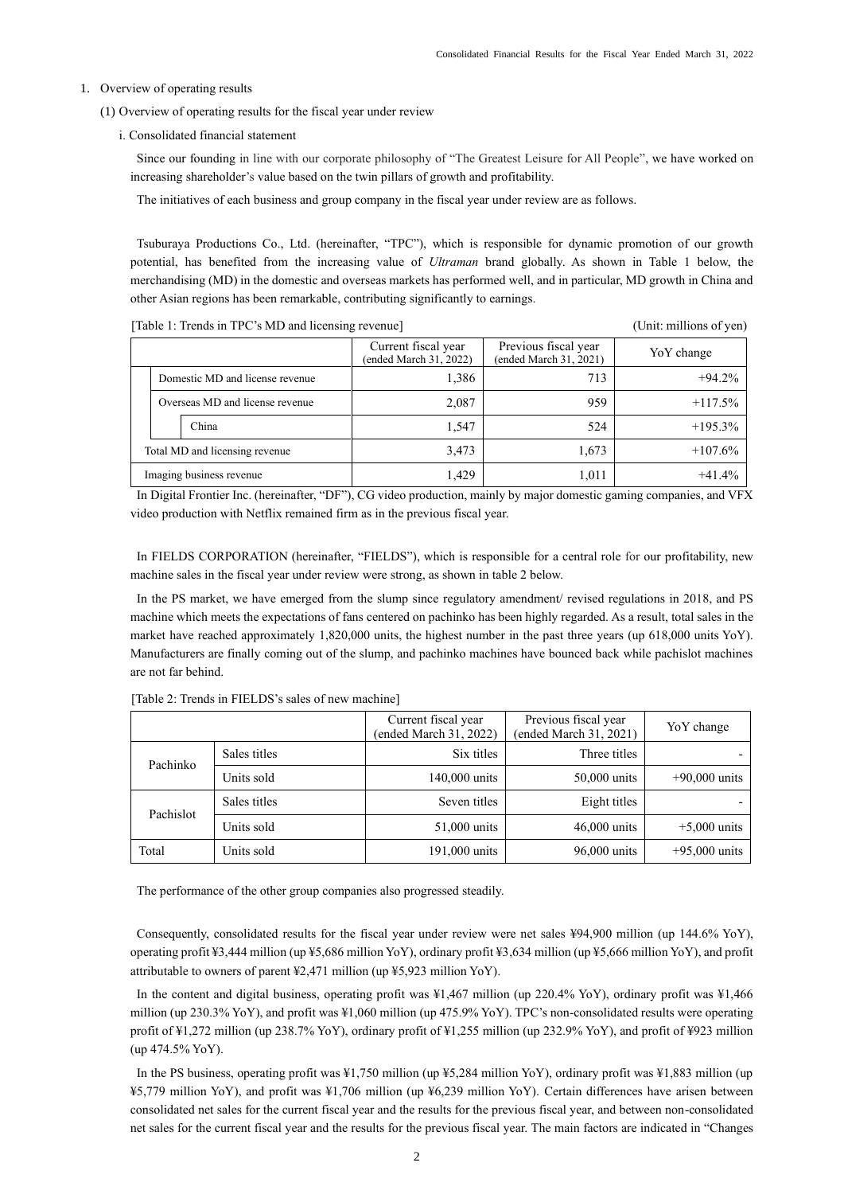1. Overview of operating results

(1) Overview of operating results for the fiscal year under review

i. Consolidated financial statement

Since our founding in line with our corporate philosophy of "The Greatest Leisure for All People", we have worked on increasing shareholder's value based on the twin pillars of growth and profitability.

The initiatives of each business and group company in the fiscal year under review are as follows.

Tsuburaya Productions Co., Ltd. (hereinafter, "TPC"), which is responsible for dynamic promotion of our growth potential, has benefited from the increasing value of *Ultraman* brand globally. As shown in Table 1 below, the merchandising (MD) in the domestic and overseas markets has performed well, and in particular, MD growth in China and other Asian regions has been remarkable, contributing significantly to earnings.

[Table 1: Trends in TPC's MD and licensing revenue] (Unit: millions of yen)

| | Current fiscal year (ended March 31, 2022) | Previous fiscal year (ended March 31, 2021) | YoY change |
|---|---|---|---|
| Domestic MD and license revenue | 1,386 | 713 | +94.2% |
| Overseas MD and license revenue | 2,087 | 959 | +117.5% |
| China | 1,547 | 524 | +195.3% |
| Total MD and licensing revenue | 3,473 | 1,673 | +107.6% |
| Imaging business revenue | 1,429 | 1,011 | +41.4% |

In Digital Frontier Inc. (hereinafter, "DF"), CG video production, mainly by major domestic gaming companies, and VFX video production with Netflix remained firm as in the previous fiscal year.

In FIELDS CORPORATION (hereinafter, "FIELDS"), which is responsible for a central role for our profitability, new machine sales in the fiscal year under review were strong, as shown in table 2 below.

In the PS market, we have emerged from the slump since regulatory amendment/ revised regulations in 2018, and PS machine which meets the expectations of fans centered on pachinko has been highly regarded. As a result, total sales in the market have reached approximately 1,820,000 units, the highest number in the past three years (up 618,000 units YoY). Manufacturers are finally coming out of the slump, and pachinko machines have bounced back while pachislot machines are not far behind.

[Table 2: Trends in FIELDS's sales of new machine]

| | | Current fiscal year (ended March 31, 2022) | Previous fiscal year (ended March 31, 2021) | YoY change |
|---|---|---|---|---|
| Pachinko | Sales titles | Six titles | Three titles | - |
| | Units sold | 140,000 units | 50,000 units | +90,000 units |
| Pachislot | Sales titles | Seven titles | Eight titles | - |
| | Units sold | 51,000 units | 46,000 units | +5,000 units |
| Total | Units sold | 191,000 units | 96,000 units | +95,000 units |

The performance of the other group companies also progressed steadily.

Consequently, consolidated results for the fiscal year under review were net sales ¥94,900 million (up 144.6% YoY), operating profit ¥3,444 million (up ¥5,686 million YoY), ordinary profit ¥3,634 million (up ¥5,666 million YoY), and profit attributable to owners of parent ¥2,471 million (up ¥5,923 million YoY).

In the content and digital business, operating profit was ¥1,467 million (up 220.4% YoY), ordinary profit was ¥1,466 million (up 230.3% YoY), and profit was ¥1,060 million (up 475.9% YoY). TPC's non-consolidated results were operating profit of ¥1,272 million (up 238.7% YoY), ordinary profit of ¥1,255 million (up 232.9% YoY), and profit of ¥923 million (up 474.5% YoY).

In the PS business, operating profit was ¥1,750 million (up ¥5,284 million YoY), ordinary profit was ¥1,883 million (up ¥5,779 million YoY), and profit was ¥1,706 million (up ¥6,239 million YoY). Certain differences have arisen between consolidated net sales for the current fiscal year and the results for the previous fiscal year, and between non-consolidated net sales for the current fiscal year and the results for the previous fiscal year. The main factors are indicated in "Changes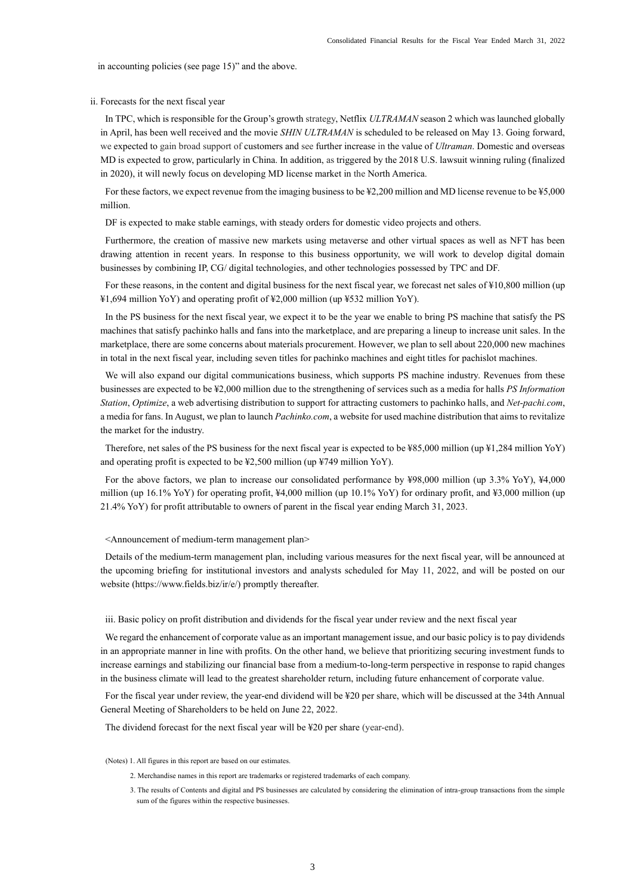in accounting policies (see page 15)" and the above.

ii. Forecasts for the next fiscal year

In TPC, which is responsible for the Group's growth strategy, Netflix *ULTRAMAN* season 2 which was launched globally in April, has been well received and the movie *SHIN ULTRAMAN* is scheduled to be released on May 13. Going forward, we expected to gain broad support of customers and see further increase in the value of *Ultraman*. Domestic and overseas MD is expected to grow, particularly in China. In addition, as triggered by the 2018 U.S. lawsuit winning ruling (finalized in 2020), it will newly focus on developing MD license market in the North America.

For these factors, we expect revenue from the imaging business to be ¥2,200 million and MD license revenue to be ¥5,000 million.

DF is expected to make stable earnings, with steady orders for domestic video projects and others.

Furthermore, the creation of massive new markets using metaverse and other virtual spaces as well as NFT has been drawing attention in recent years. In response to this business opportunity, we will work to develop digital domain businesses by combining IP, CG/ digital technologies, and other technologies possessed by TPC and DF.

For these reasons, in the content and digital business for the next fiscal year, we forecast net sales of ¥10,800 million (up ¥1,694 million YoY) and operating profit of ¥2,000 million (up ¥532 million YoY).

In the PS business for the next fiscal year, we expect it to be the year we enable to bring PS machine that satisfy the PS machines that satisfy pachinko halls and fans into the marketplace, and are preparing a lineup to increase unit sales. In the marketplace, there are some concerns about materials procurement. However, we plan to sell about 220,000 new machines in total in the next fiscal year, including seven titles for pachinko machines and eight titles for pachislot machines.

We will also expand our digital communications business, which supports PS machine industry. Revenues from these businesses are expected to be ¥2,000 million due to the strengthening of services such as a media for halls *PS Information Station*, *Optimize*, a web advertising distribution to support for attracting customers to pachinko halls, and *Net-pachi.com*, a media for fans. In August, we plan to launch *Pachinko.com*, a website for used machine distribution that aims to revitalize the market for the industry.

Therefore, net sales of the PS business for the next fiscal year is expected to be ¥85,000 million (up ¥1,284 million YoY) and operating profit is expected to be ¥2,500 million (up ¥749 million YoY).

For the above factors, we plan to increase our consolidated performance by ¥98,000 million (up 3.3% YoY), ¥4,000 million (up 16.1% YoY) for operating profit, ¥4,000 million (up 10.1% YoY) for ordinary profit, and ¥3,000 million (up 21.4% YoY) for profit attributable to owners of parent in the fiscal year ending March 31, 2023.

<Announcement of medium-term management plan>

Details of the medium-term management plan, including various measures for the next fiscal year, will be announced at the upcoming briefing for institutional investors and analysts scheduled for May 11, 2022, and will be posted on our website (https://www.fields.biz/ir/e/) promptly thereafter.

iii. Basic policy on profit distribution and dividends for the fiscal year under review and the next fiscal year

We regard the enhancement of corporate value as an important management issue, and our basic policy is to pay dividends in an appropriate manner in line with profits. On the other hand, we believe that prioritizing securing investment funds to increase earnings and stabilizing our financial base from a medium-to-long-term perspective in response to rapid changes in the business climate will lead to the greatest shareholder return, including future enhancement of corporate value.

For the fiscal year under review, the year-end dividend will be ¥20 per share, which will be discussed at the 34th Annual General Meeting of Shareholders to be held on June 22, 2022.

The dividend forecast for the next fiscal year will be ¥20 per share (year-end).

(Notes) 1. All figures in this report are based on our estimates.

2. Merchandise names in this report are trademarks or registered trademarks of each company.

3. The results of Contents and digital and PS businesses are calculated by considering the elimination of intra-group transactions from the simple sum of the figures within the respective businesses.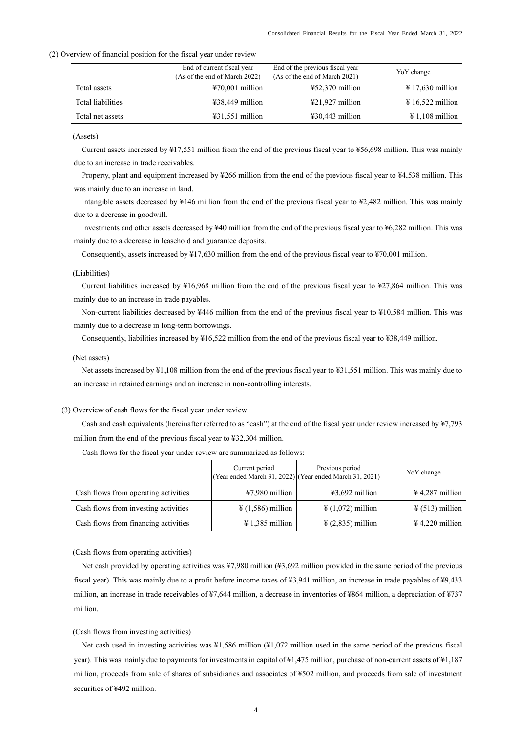(2) Overview of financial position for the fiscal year under review

| | End of current fiscal year (As of the end of March 2022) | End of the previous fiscal year (As of the end of March 2021) | YoY change |
|---|---|---|---|
| Total assets | ¥70,001 million | ¥52,370 million | ¥ 17,630 million |
| Total liabilities | ¥38,449 million | ¥21,927 million | ¥ 16,522 million |
| Total net assets | ¥31,551 million | ¥30,443 million | ¥ 1,108 million |

(Assets)

Current assets increased by ¥17,551 million from the end of the previous fiscal year to ¥56,698 million. This was mainly due to an increase in trade receivables.

Property, plant and equipment increased by ¥266 million from the end of the previous fiscal year to ¥4,538 million. This was mainly due to an increase in land.

Intangible assets decreased by ¥146 million from the end of the previous fiscal year to ¥2,482 million. This was mainly due to a decrease in goodwill.

Investments and other assets decreased by ¥40 million from the end of the previous fiscal year to ¥6,282 million. This was mainly due to a decrease in leasehold and guarantee deposits.

Consequently, assets increased by ¥17,630 million from the end of the previous fiscal year to ¥70,001 million.

(Liabilities)

Current liabilities increased by ¥16,968 million from the end of the previous fiscal year to ¥27,864 million. This was mainly due to an increase in trade payables.

Non-current liabilities decreased by ¥446 million from the end of the previous fiscal year to ¥10,584 million. This was mainly due to a decrease in long-term borrowings.

Consequently, liabilities increased by ¥16,522 million from the end of the previous fiscal year to ¥38,449 million.

(Net assets)

Net assets increased by ¥1,108 million from the end of the previous fiscal year to ¥31,551 million. This was mainly due to an increase in retained earnings and an increase in non-controlling interests.

(3) Overview of cash flows for the fiscal year under review

Cash and cash equivalents (hereinafter referred to as "cash") at the end of the fiscal year under review increased by ¥7,793 million from the end of the previous fiscal year to ¥32,304 million.

Cash flows for the fiscal year under review are summarized as follows:

| | Current period (Year ended March 31, 2022) | Previous period (Year ended March 31, 2021) | YoY change |
|---|---|---|---|
| Cash flows from operating activities | ¥7,980 million | ¥3,692 million | ¥ 4,287 million |
| Cash flows from investing activities | ¥ (1,586) million | ¥ (1,072) million | ¥ (513) million |
| Cash flows from financing activities | ¥ 1,385 million | ¥ (2,835) million | ¥ 4,220 million |

(Cash flows from operating activities)

Net cash provided by operating activities was ¥7,980 million (¥3,692 million provided in the same period of the previous fiscal year). This was mainly due to a profit before income taxes of ¥3,941 million, an increase in trade payables of ¥9,433 million, an increase in trade receivables of ¥7,644 million, a decrease in inventories of ¥864 million, a depreciation of ¥737 million.

(Cash flows from investing activities)

Net cash used in investing activities was ¥1,586 million (¥1,072 million used in the same period of the previous fiscal year). This was mainly due to payments for investments in capital of ¥1,475 million, purchase of non-current assets of ¥1,187 million, proceeds from sale of shares of subsidiaries and associates of ¥502 million, and proceeds from sale of investment securities of ¥492 million.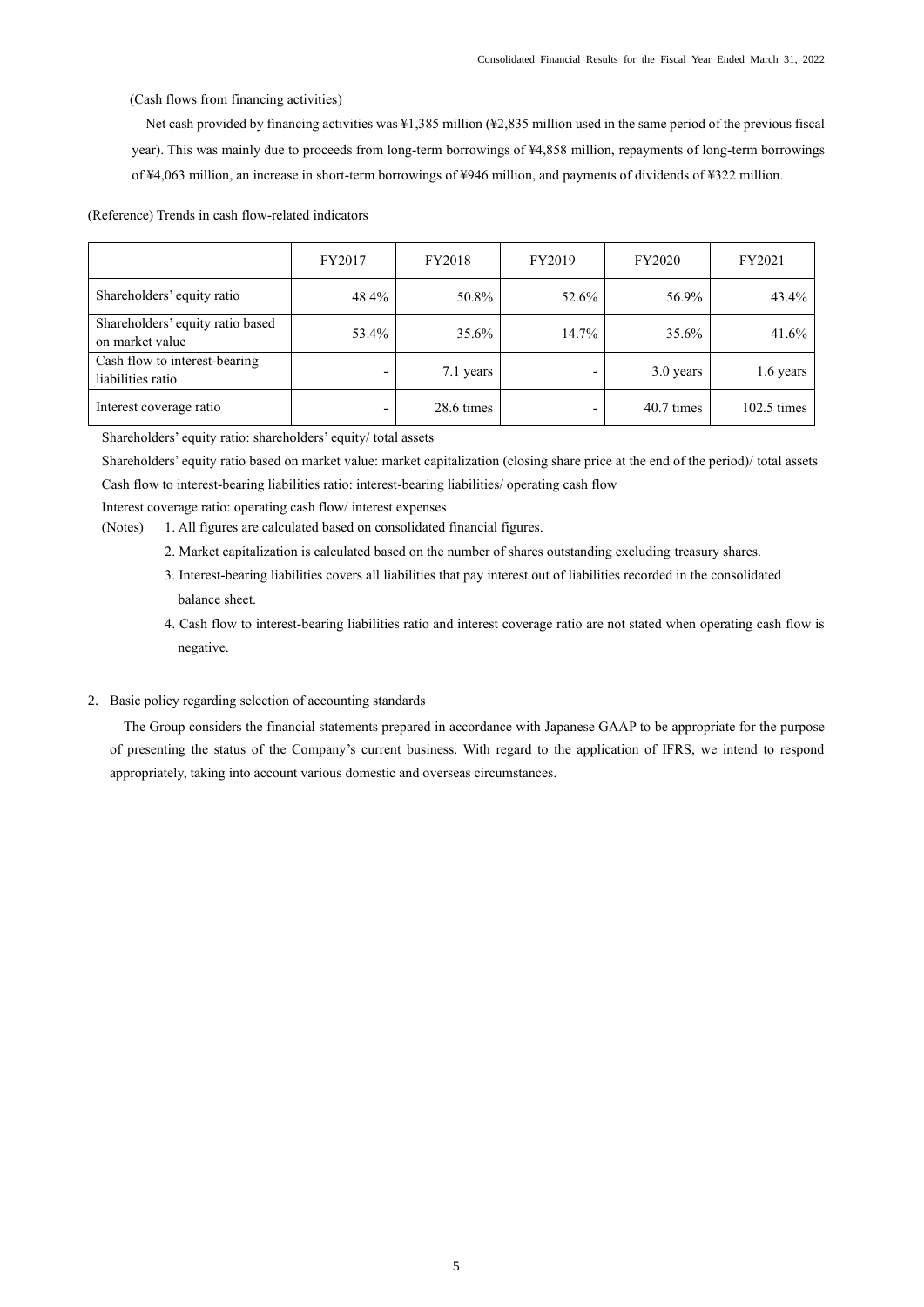(Cash flows from financing activities)

Net cash provided by financing activities was ¥1,385 million (¥2,835 million used in the same period of the previous fiscal year). This was mainly due to proceeds from long-term borrowings of ¥4,858 million, repayments of long-term borrowings of ¥4,063 million, an increase in short-term borrowings of ¥946 million, and payments of dividends of ¥322 million.

(Reference) Trends in cash flow-related indicators

| | FY2017 | FY2018 | FY2019 | FY2020 | FY2021 |
|---|---|---|---|---|---|
| Shareholders' equity ratio | 48.4% | 50.8% | 52.6% | 56.9% | 43.4% |
| Shareholders' equity ratio based on market value | 53.4% | 35.6% | 14.7% | 35.6% | 41.6% |
| Cash flow to interest-bearing liabilities ratio | - | 7.1 years | - | 3.0 years | 1.6 years |
| Interest coverage ratio | - | 28.6 times | - | 40.7 times | 102.5 times |

Shareholders' equity ratio: shareholders' equity/ total assets

Shareholders' equity ratio based on market value: market capitalization (closing share price at the end of the period)/ total assets

Cash flow to interest-bearing liabilities ratio: interest-bearing liabilities/ operating cash flow

Interest coverage ratio: operating cash flow/ interest expenses

(Notes) 1. All figures are calculated based on consolidated financial figures.

2. Market capitalization is calculated based on the number of shares outstanding excluding treasury shares.

3. Interest-bearing liabilities covers all liabilities that pay interest out of liabilities recorded in the consolidated balance sheet.

4. Cash flow to interest-bearing liabilities ratio and interest coverage ratio are not stated when operating cash flow is negative.

## 2. Basic policy regarding selection of accounting standards

The Group considers the financial statements prepared in accordance with Japanese GAAP to be appropriate for the purpose of presenting the status of the Company's current business. With regard to the application of IFRS, we intend to respond appropriately, taking into account various domestic and overseas circumstances.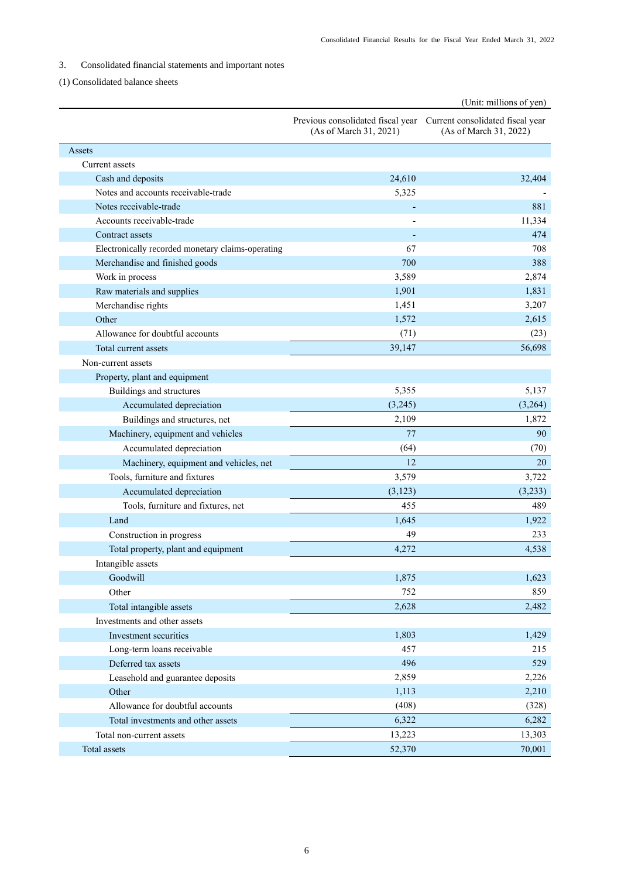3. Consolidated financial statements and important notes

(1) Consolidated balance sheets

(Unit: millions of yen)

| | Previous consolidated fiscal year (As of March 31, 2021) | Current consolidated fiscal year (As of March 31, 2022) |
|---|---|---|
| Assets | | |
| Current assets | | |
| Cash and deposits | 24,610 | 32,404 |
| Notes and accounts receivable-trade | 5,325 | - |
| Notes receivable-trade | - | 881 |
| Accounts receivable-trade | - | 11,334 |
| Contract assets | - | 474 |
| Electronically recorded monetary claims-operating | 67 | 708 |
| Merchandise and finished goods | 700 | 388 |
| Work in process | 3,589 | 2,874 |
| Raw materials and supplies | 1,901 | 1,831 |
| Merchandise rights | 1,451 | 3,207 |
| Other | 1,572 | 2,615 |
| Allowance for doubtful accounts | (71) | (23) |
| Total current assets | 39,147 | 56,698 |
| Non-current assets | | |
| Property, plant and equipment | | |
| Buildings and structures | 5,355 | 5,137 |
| Accumulated depreciation | (3,245) | (3,264) |
| Buildings and structures, net | 2,109 | 1,872 |
| Machinery, equipment and vehicles | 77 | 90 |
| Accumulated depreciation | (64) | (70) |
| Machinery, equipment and vehicles, net | 12 | 20 |
| Tools, furniture and fixtures | 3,579 | 3,722 |
| Accumulated depreciation | (3,123) | (3,233) |
| Tools, furniture and fixtures, net | 455 | 489 |
| Land | 1,645 | 1,922 |
| Construction in progress | 49 | 233 |
| Total property, plant and equipment | 4,272 | 4,538 |
| Intangible assets | | |
| Goodwill | 1,875 | 1,623 |
| Other | 752 | 859 |
| Total intangible assets | 2,628 | 2,482 |
| Investments and other assets | | |
| Investment securities | 1,803 | 1,429 |
| Long-term loans receivable | 457 | 215 |
| Deferred tax assets | 496 | 529 |
| Leasehold and guarantee deposits | 2,859 | 2,226 |
| Other | 1,113 | 2,210 |
| Allowance for doubtful accounts | (408) | (328) |
| Total investments and other assets | 6,322 | 6,282 |
| Total non-current assets | 13,223 | 13,303 |
| Total assets | 52,370 | 70,001 |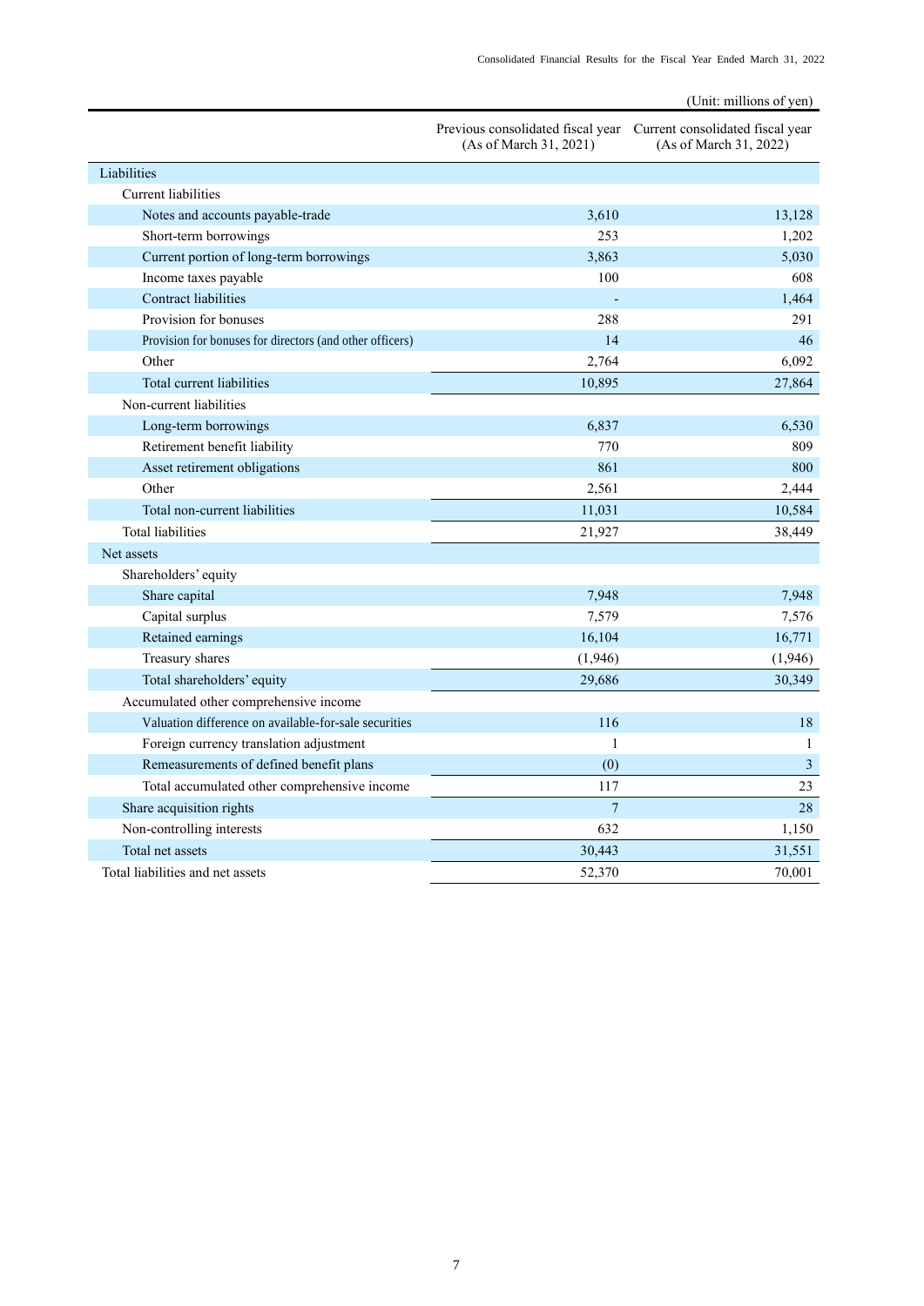(Unit: millions of yen)

| | Previous consolidated fiscal year (As of March 31, 2021) | Current consolidated fiscal year (As of March 31, 2022) |
|---|---|---|
| Liabilities | | |
| Current liabilities | | |
| Notes and accounts payable-trade | 3,610 | 13,128 |
| Short-term borrowings | 253 | 1,202 |
| Current portion of long-term borrowings | 3,863 | 5,030 |
| Income taxes payable | 100 | 608 |
| Contract liabilities | - | 1,464 |
| Provision for bonuses | 288 | 291 |
| Provision for bonuses for directors (and other officers) | 14 | 46 |
| Other | 2,764 | 6,092 |
| Total current liabilities | 10,895 | 27,864 |
| Non-current liabilities | | |
| Long-term borrowings | 6,837 | 6,530 |
| Retirement benefit liability | 770 | 809 |
| Asset retirement obligations | 861 | 800 |
| Other | 2,561 | 2,444 |
| Total non-current liabilities | 11,031 | 10,584 |
| Total liabilities | 21,927 | 38,449 |
| Net assets | | |
| Shareholders' equity | | |
| Share capital | 7,948 | 7,948 |
| Capital surplus | 7,579 | 7,576 |
| Retained earnings | 16,104 | 16,771 |
| Treasury shares | (1,946) | (1,946) |
| Total shareholders' equity | 29,686 | 30,349 |
| Accumulated other comprehensive income | | |
| Valuation difference on available-for-sale securities | 116 | 18 |
| Foreign currency translation adjustment | 1 | 1 |
| Remeasurements of defined benefit plans | (0) | 3 |
| Total accumulated other comprehensive income | 117 | 23 |
| Share acquisition rights | 7 | 28 |
| Non-controlling interests | 632 | 1,150 |
| Total net assets | 30,443 | 31,551 |
| Total liabilities and net assets | 52,370 | 70,001 |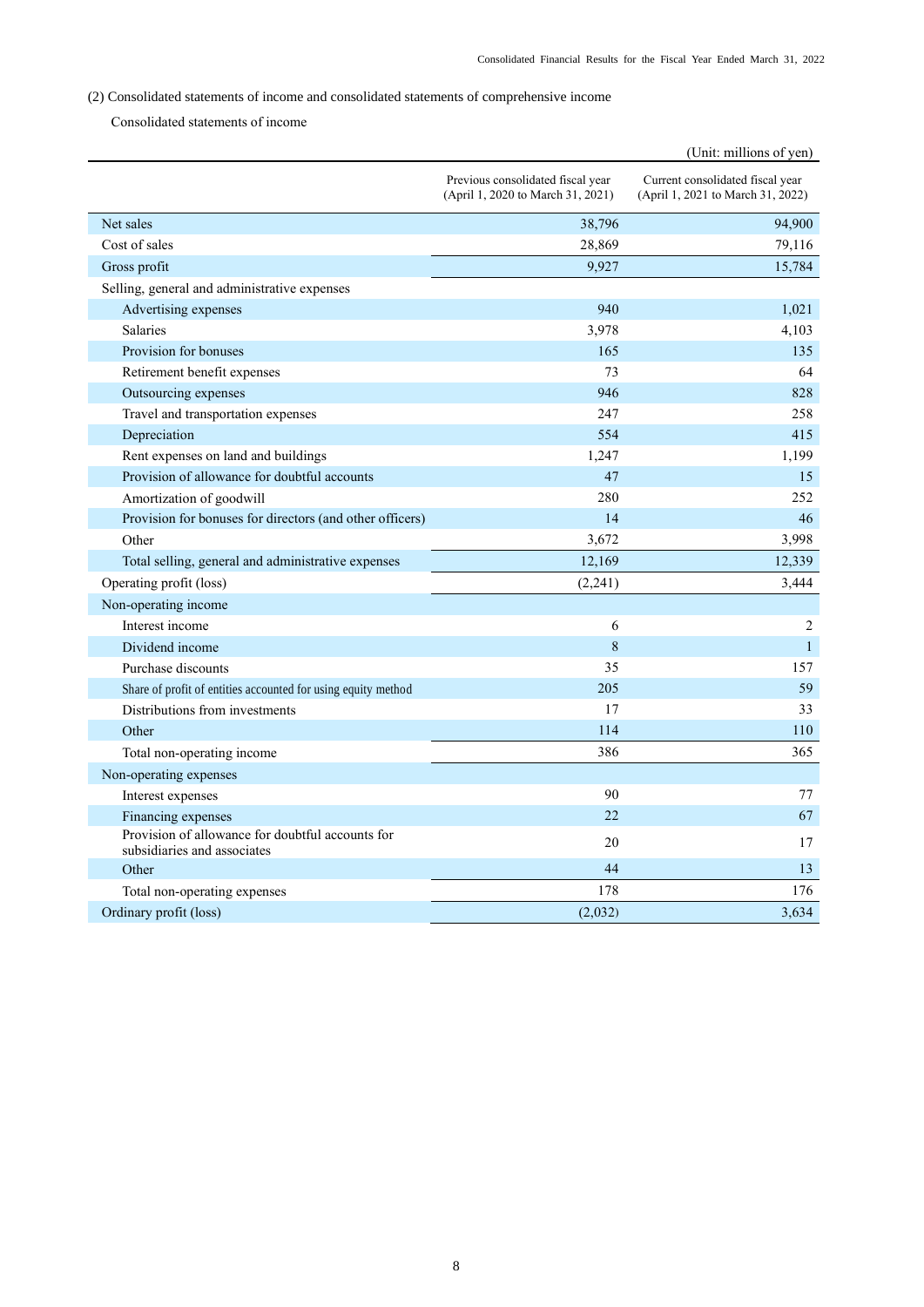(2) Consolidated statements of income and consolidated statements of comprehensive income

Consolidated statements of income

(Unit: millions of yen)

| | Previous consolidated fiscal year (April 1, 2020 to March 31, 2021) | Current consolidated fiscal year (April 1, 2021 to March 31, 2022) |
|---|---|---|
| Net sales | 38,796 | 94,900 |
| Cost of sales | 28,869 | 79,116 |
| Gross profit | 9,927 | 15,784 |
| Selling, general and administrative expenses | | |
| Advertising expenses | 940 | 1,021 |
| Salaries | 3,978 | 4,103 |
| Provision for bonuses | 165 | 135 |
| Retirement benefit expenses | 73 | 64 |
| Outsourcing expenses | 946 | 828 |
| Travel and transportation expenses | 247 | 258 |
| Depreciation | 554 | 415 |
| Rent expenses on land and buildings | 1,247 | 1,199 |
| Provision of allowance for doubtful accounts | 47 | 15 |
| Amortization of goodwill | 280 | 252 |
| Provision for bonuses for directors (and other officers) | 14 | 46 |
| Other | 3,672 | 3,998 |
| Total selling, general and administrative expenses | 12,169 | 12,339 |
| Operating profit (loss) | (2,241) | 3,444 |
| Non-operating income | | |
| Interest income | 6 | 2 |
| Dividend income | 8 | 1 |
| Purchase discounts | 35 | 157 |
| Share of profit of entities accounted for using equity method | 205 | 59 |
| Distributions from investments | 17 | 33 |
| Other | 114 | 110 |
| Total non-operating income | 386 | 365 |
| Non-operating expenses | | |
| Interest expenses | 90 | 77 |
| Financing expenses | 22 | 67 |
| Provision of allowance for doubtful accounts for subsidiaries and associates | 20 | 17 |
| Other | 44 | 13 |
| Total non-operating expenses | 178 | 176 |
| Ordinary profit (loss) | (2,032) | 3,634 |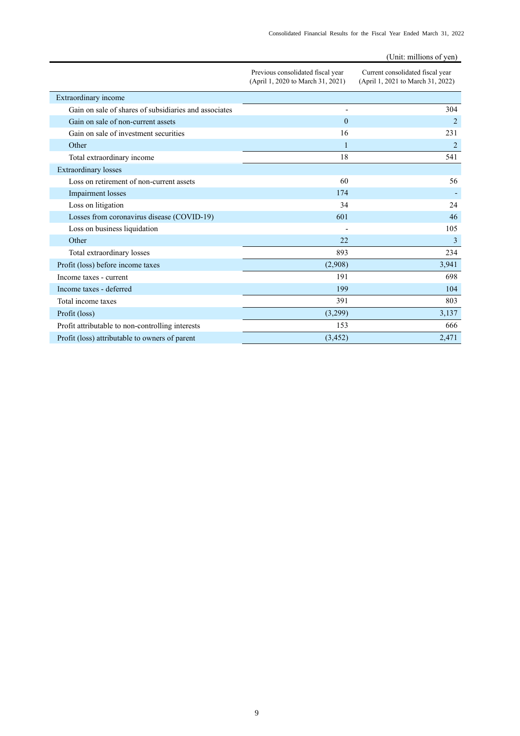(Unit: millions of yen)

| | Previous consolidated fiscal year (April 1, 2020 to March 31, 2021) | Current consolidated fiscal year (April 1, 2021 to March 31, 2022) |
|---|---|---|
| Extraordinary income | | |
| Gain on sale of shares of subsidiaries and associates | - | 304 |
| Gain on sale of non-current assets | 0 | 2 |
| Gain on sale of investment securities | 16 | 231 |
| Other | 1 | 2 |
| Total extraordinary income | 18 | 541 |
| Extraordinary losses | | |
| Loss on retirement of non-current assets | 60 | 56 |
| Impairment losses | 174 | - |
| Loss on litigation | 34 | 24 |
| Losses from coronavirus disease (COVID-19) | 601 | 46 |
| Loss on business liquidation | - | 105 |
| Other | 22 | 3 |
| Total extraordinary losses | 893 | 234 |
| Profit (loss) before income taxes | (2,908) | 3,941 |
| Income taxes - current | 191 | 698 |
| Income taxes - deferred | 199 | 104 |
| Total income taxes | 391 | 803 |
| Profit (loss) | (3,299) | 3,137 |
| Profit attributable to non-controlling interests | 153 | 666 |
| Profit (loss) attributable to owners of parent | (3,452) | 2,471 |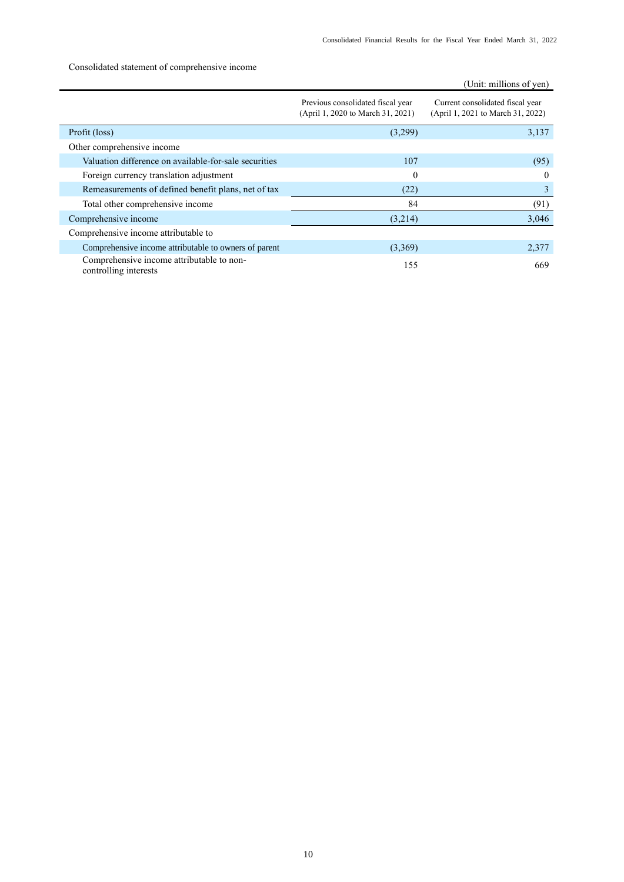Consolidated statement of comprehensive income

(Unit: millions of yen)

| | Previous consolidated fiscal year (April 1, 2020 to March 31, 2021) | Current consolidated fiscal year (April 1, 2021 to March 31, 2022) |
|---|---|---|
| Profit (loss) | (3,299) | 3,137 |
| Other comprehensive income | | |
| Valuation difference on available-for-sale securities | 107 | (95) |
| Foreign currency translation adjustment | 0 | 0 |
| Remeasurements of defined benefit plans, net of tax | (22) | 3 |
| Total other comprehensive income | 84 | (91) |
| Comprehensive income | (3,214) | 3,046 |
| Comprehensive income attributable to | | |
| Comprehensive income attributable to owners of parent | (3,369) | 2,377 |
| Comprehensive income attributable to non-controlling interests | 155 | 669 |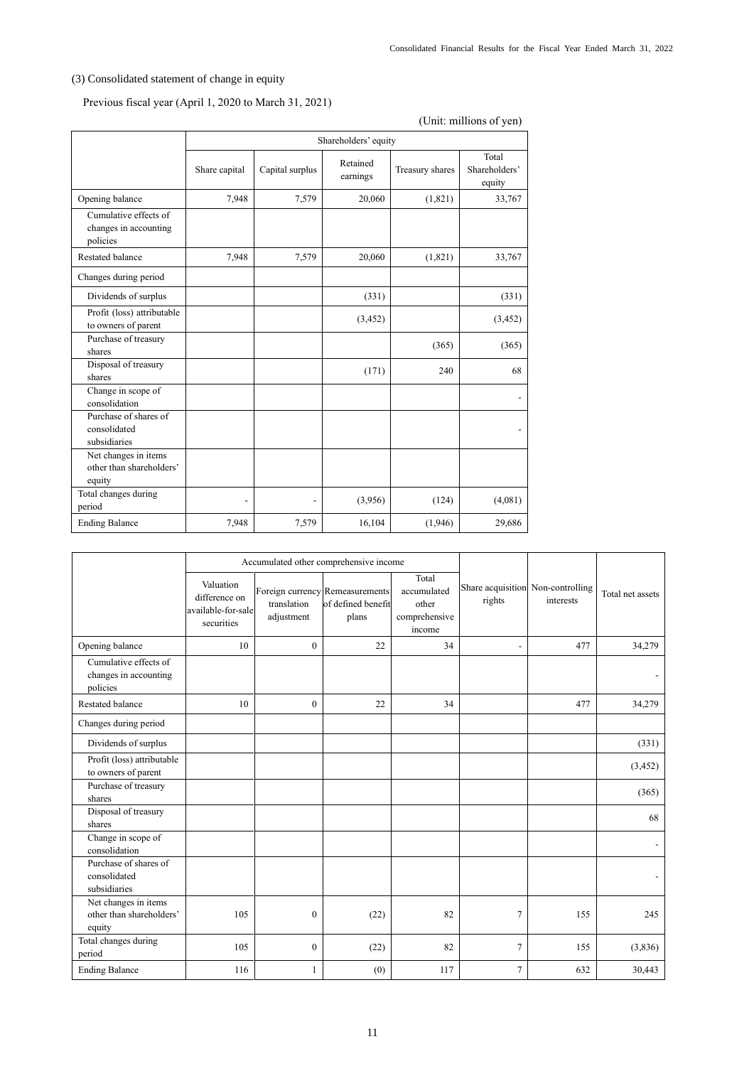### (3) Consolidated statement of change in equity

Previous fiscal year (April 1, 2020 to March 31, 2021)

(Unit: millions of yen)

| | Shareholders' equity | | | | |
|---|---|---|---|---|---|
| | Share capital | Capital surplus | Retained earnings | Treasury shares | Total Shareholders' equity |
| Opening balance | 7,948 | 7,579 | 20,060 | (1,821) | 33,767 |
| Cumulative effects of changes in accounting policies | | | | | |
| Restated balance | 7,948 | 7,579 | 20,060 | (1,821) | 33,767 |
| Changes during period | | | | | |
| Dividends of surplus | | | (331) | | (331) |
| Profit (loss) attributable to owners of parent | | | (3,452) | | (3,452) |
| Purchase of treasury shares | | | | (365) | (365) |
| Disposal of treasury shares | | | (171) | 240 | 68 |
| Change in scope of consolidation | | | | | - |
| Purchase of shares of consolidated subsidiaries | | | | | - |
| Net changes in items other than shareholders' equity | | | | | |
| Total changes during period | - | - | (3,956) | (124) | (4,081) |
| Ending Balance | 7,948 | 7,579 | 16,104 | (1,946) | 29,686 |

| | Accumulated other comprehensive income | | | | | | |
|---|---|---|---|---|---|---|---|
| | Valuation difference on available-for-sale securities | Foreign currency translation adjustment | Remeasurements of defined benefit plans | Total accumulated other comprehensive income | Share acquisition rights | Non-controlling interests | Total net assets |
| Opening balance | 10 | 0 | 22 | 34 | - | 477 | 34,279 |
| Cumulative effects of changes in accounting policies | | | | | | | - |
| Restated balance | 10 | 0 | 22 | 34 | | 477 | 34,279 |
| Changes during period | | | | | | | |
| Dividends of surplus | | | | | | | (331) |
| Profit (loss) attributable to owners of parent | | | | | | | (3,452) |
| Purchase of treasury shares | | | | | | | (365) |
| Disposal of treasury shares | | | | | | | 68 |
| Change in scope of consolidation | | | | | | | - |
| Purchase of shares of consolidated subsidiaries | | | | | | | - |
| Net changes in items other than shareholders' equity | 105 | 0 | (22) | 82 | 7 | 155 | 245 |
| Total changes during period | 105 | 0 | (22) | 82 | 7 | 155 | (3,836) |
| Ending Balance | 116 | 1 | (0) | 117 | 7 | 632 | 30,443 |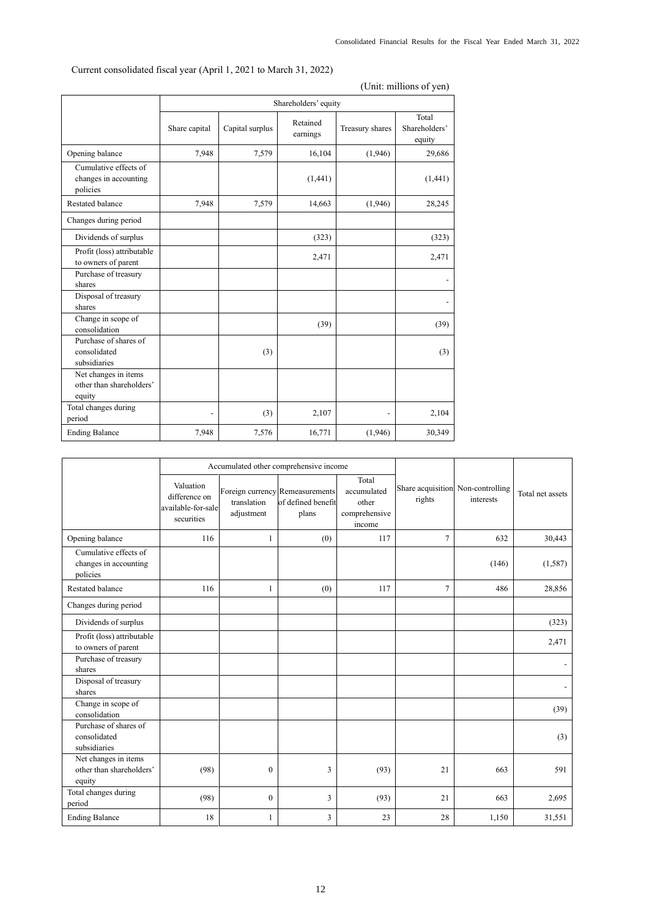Current consolidated fiscal year (April 1, 2021 to March 31, 2022)

(Unit: millions of yen)

| | Shareholders' equity | | | | |
|---|---|---|---|---|---|
| | Share capital | Capital surplus | Retained earnings | Treasury shares | Total Shareholders' equity |
| Opening balance | 7,948 | 7,579 | 16,104 | (1,946) | 29,686 |
| Cumulative effects of changes in accounting policies | | | (1,441) | | (1,441) |
| Restated balance | 7,948 | 7,579 | 14,663 | (1,946) | 28,245 |
| Changes during period | | | | | |
| Dividends of surplus | | | (323) | | (323) |
| Profit (loss) attributable to owners of parent | | | 2,471 | | 2,471 |
| Purchase of treasury shares | | | | | - |
| Disposal of treasury shares | | | | | - |
| Change in scope of consolidation | | | (39) | | (39) |
| Purchase of shares of consolidated subsidiaries | | (3) | | | (3) |
| Net changes in items other than shareholders' equity | | | | | |
| Total changes during period | - | (3) | 2,107 | - | 2,104 |
| Ending Balance | 7,948 | 7,576 | 16,771 | (1,946) | 30,349 |

| | Accumulated other comprehensive income | | | | Share acquisition rights | Non-controlling interests | Total net assets |
|---|---|---|---|---|---|---|---|
| | Valuation difference on available-for-sale securities | Foreign currency translation adjustment | Remeasurements of defined benefit plans | Total accumulated other comprehensive income | | | |
| Opening balance | 116 | 1 | (0) | 117 | 7 | 632 | 30,443 |
| Cumulative effects of changes in accounting policies | | | | | | (146) | (1,587) |
| Restated balance | 116 | 1 | (0) | 117 | 7 | 486 | 28,856 |
| Changes during period | | | | | | | |
| Dividends of surplus | | | | | | | (323) |
| Profit (loss) attributable to owners of parent | | | | | | | 2,471 |
| Purchase of treasury shares | | | | | | | - |
| Disposal of treasury shares | | | | | | | - |
| Change in scope of consolidation | | | | | | | (39) |
| Purchase of shares of consolidated subsidiaries | | | | | | | (3) |
| Net changes in items other than shareholders' equity | (98) | 0 | 3 | (93) | 21 | 663 | 591 |
| Total changes during period | (98) | 0 | 3 | (93) | 21 | 663 | 2,695 |
| Ending Balance | 18 | 1 | 3 | 23 | 28 | 1,150 | 31,551 |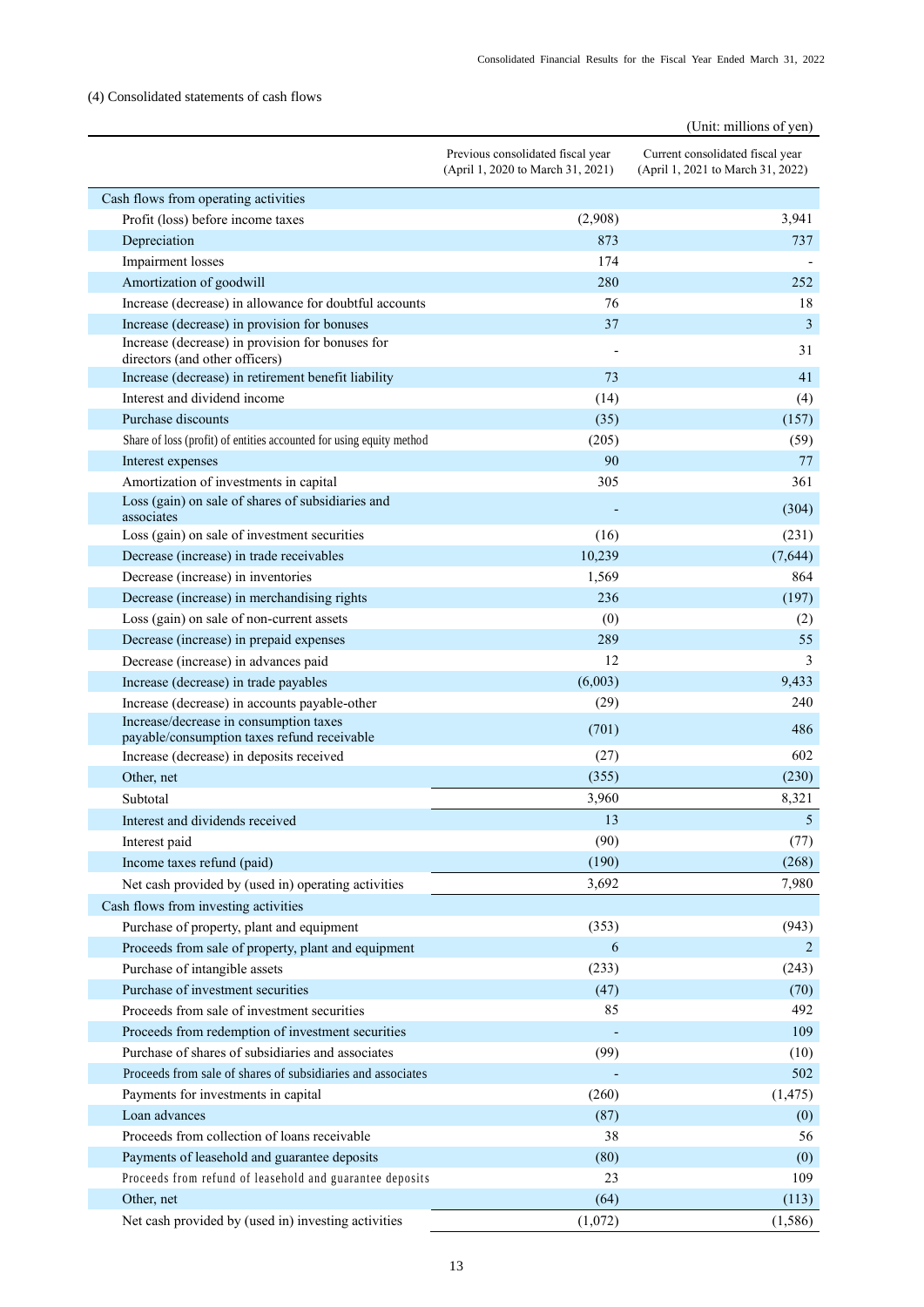(4) Consolidated statements of cash flows

(Unit: millions of yen)

| | Previous consolidated fiscal year (April 1, 2020 to March 31, 2021) | Current consolidated fiscal year (April 1, 2021 to March 31, 2022) |
|---|---|---|
| Cash flows from operating activities | | |
| Profit (loss) before income taxes | (2,908) | 3,941 |
| Depreciation | 873 | 737 |
| Impairment losses | 174 | - |
| Amortization of goodwill | 280 | 252 |
| Increase (decrease) in allowance for doubtful accounts | 76 | 18 |
| Increase (decrease) in provision for bonuses | 37 | 3 |
| Increase (decrease) in provision for bonuses for directors (and other officers) | - | 31 |
| Increase (decrease) in retirement benefit liability | 73 | 41 |
| Interest and dividend income | (14) | (4) |
| Purchase discounts | (35) | (157) |
| Share of loss (profit) of entities accounted for using equity method | (205) | (59) |
| Interest expenses | 90 | 77 |
| Amortization of investments in capital | 305 | 361 |
| Loss (gain) on sale of shares of subsidiaries and associates | - | (304) |
| Loss (gain) on sale of investment securities | (16) | (231) |
| Decrease (increase) in trade receivables | 10,239 | (7,644) |
| Decrease (increase) in inventories | 1,569 | 864 |
| Decrease (increase) in merchandising rights | 236 | (197) |
| Loss (gain) on sale of non-current assets | (0) | (2) |
| Decrease (increase) in prepaid expenses | 289 | 55 |
| Decrease (increase) in advances paid | 12 | 3 |
| Increase (decrease) in trade payables | (6,003) | 9,433 |
| Increase (decrease) in accounts payable-other | (29) | 240 |
| Increase/decrease in consumption taxes payable/consumption taxes refund receivable | (701) | 486 |
| Increase (decrease) in deposits received | (27) | 602 |
| Other, net | (355) | (230) |
| Subtotal | 3,960 | 8,321 |
| Interest and dividends received | 13 | 5 |
| Interest paid | (90) | (77) |
| Income taxes refund (paid) | (190) | (268) |
| Net cash provided by (used in) operating activities | 3,692 | 7,980 |
| Cash flows from investing activities | | |
| Purchase of property, plant and equipment | (353) | (943) |
| Proceeds from sale of property, plant and equipment | 6 | 2 |
| Purchase of intangible assets | (233) | (243) |
| Purchase of investment securities | (47) | (70) |
| Proceeds from sale of investment securities | 85 | 492 |
| Proceeds from redemption of investment securities | - | 109 |
| Purchase of shares of subsidiaries and associates | (99) | (10) |
| Proceeds from sale of shares of subsidiaries and associates | - | 502 |
| Payments for investments in capital | (260) | (1,475) |
| Loan advances | (87) | (0) |
| Proceeds from collection of loans receivable | 38 | 56 |
| Payments of leasehold and guarantee deposits | (80) | (0) |
| Proceeds from refund of leasehold and guarantee deposits | 23 | 109 |
| Other, net | (64) | (113) |
| Net cash provided by (used in) investing activities | (1,072) | (1,586) |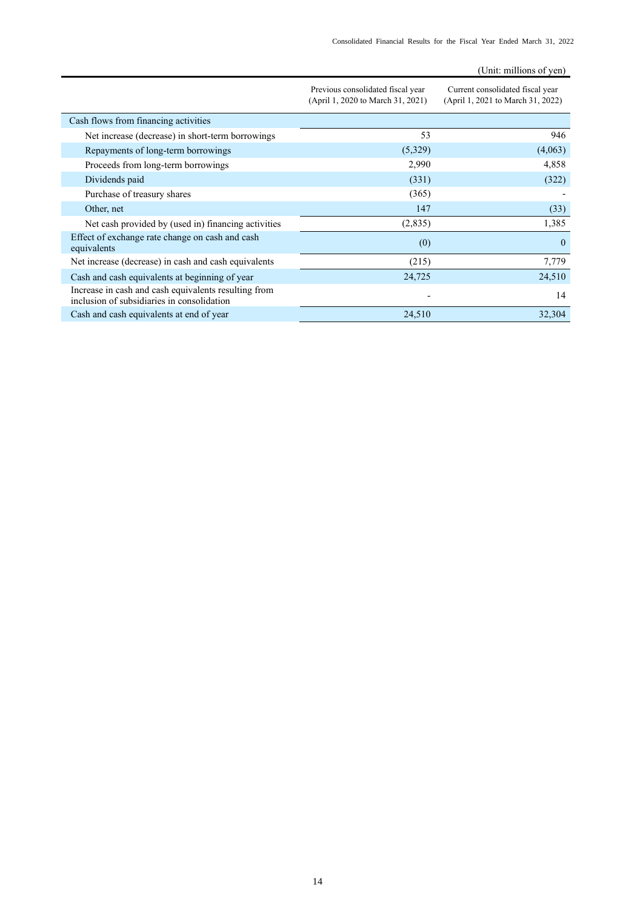(Unit: millions of yen)

| | Previous consolidated fiscal year (April 1, 2020 to March 31, 2021) | Current consolidated fiscal year (April 1, 2021 to March 31, 2022) |
|---|---|---|
| Cash flows from financing activities | | |
| Net increase (decrease) in short-term borrowings | 53 | 946 |
| Repayments of long-term borrowings | (5,329) | (4,063) |
| Proceeds from long-term borrowings | 2,990 | 4,858 |
| Dividends paid | (331) | (322) |
| Purchase of treasury shares | (365) | - |
| Other, net | 147 | (33) |
| Net cash provided by (used in) financing activities | (2,835) | 1,385 |
| Effect of exchange rate change on cash and cash equivalents | (0) | 0 |
| Net increase (decrease) in cash and cash equivalents | (215) | 7,779 |
| Cash and cash equivalents at beginning of year | 24,725 | 24,510 |
| Increase in cash and cash equivalents resulting from inclusion of subsidiaries in consolidation | - | 14 |
| Cash and cash equivalents at end of year | 24,510 | 32,304 |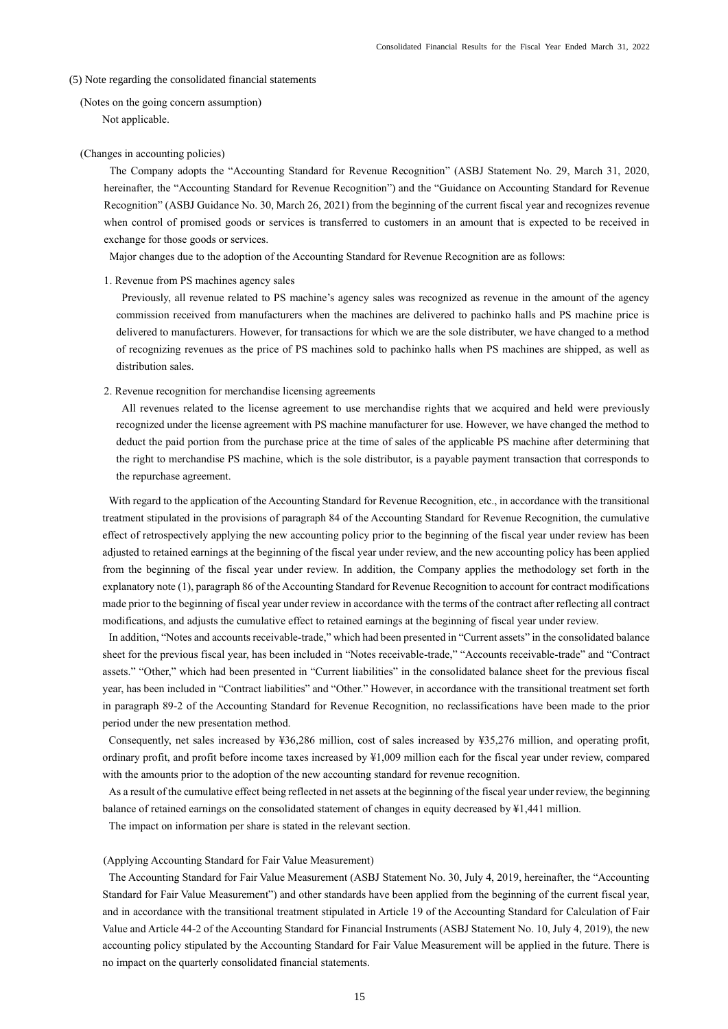## (5) Note regarding the consolidated financial statements

### (Notes on the going concern assumption)

Not applicable.

### (Changes in accounting policies)

The Company adopts the "Accounting Standard for Revenue Recognition" (ASBJ Statement No. 29, March 31, 2020, hereinafter, the "Accounting Standard for Revenue Recognition") and the "Guidance on Accounting Standard for Revenue Recognition" (ASBJ Guidance No. 30, March 26, 2021) from the beginning of the current fiscal year and recognizes revenue when control of promised goods or services is transferred to customers in an amount that is expected to be received in exchange for those goods or services.

Major changes due to the adoption of the Accounting Standard for Revenue Recognition are as follows:

1. Revenue from PS machines agency sales

   Previously, all revenue related to PS machine's agency sales was recognized as revenue in the amount of the agency commission received from manufacturers when the machines are delivered to pachinko halls and PS machine price is delivered to manufacturers. However, for transactions for which we are the sole distributer, we have changed to a method of recognizing revenues as the price of PS machines sold to pachinko halls when PS machines are shipped, as well as distribution sales.

2. Revenue recognition for merchandise licensing agreements

   All revenues related to the license agreement to use merchandise rights that we acquired and held were previously recognized under the license agreement with PS machine manufacturer for use. However, we have changed the method to deduct the paid portion from the purchase price at the time of sales of the applicable PS machine after determining that the right to merchandise PS machine, which is the sole distributor, is a payable payment transaction that corresponds to the repurchase agreement.

With regard to the application of the Accounting Standard for Revenue Recognition, etc., in accordance with the transitional treatment stipulated in the provisions of paragraph 84 of the Accounting Standard for Revenue Recognition, the cumulative effect of retrospectively applying the new accounting policy prior to the beginning of the fiscal year under review has been adjusted to retained earnings at the beginning of the fiscal year under review, and the new accounting policy has been applied from the beginning of the fiscal year under review. In addition, the Company applies the methodology set forth in the explanatory note (1), paragraph 86 of the Accounting Standard for Revenue Recognition to account for contract modifications made prior to the beginning of fiscal year under review in accordance with the terms of the contract after reflecting all contract modifications, and adjusts the cumulative effect to retained earnings at the beginning of fiscal year under review.

In addition, "Notes and accounts receivable-trade," which had been presented in "Current assets" in the consolidated balance sheet for the previous fiscal year, has been included in "Notes receivable-trade," "Accounts receivable-trade" and "Contract assets." "Other," which had been presented in "Current liabilities" in the consolidated balance sheet for the previous fiscal year, has been included in "Contract liabilities" and "Other." However, in accordance with the transitional treatment set forth in paragraph 89-2 of the Accounting Standard for Revenue Recognition, no reclassifications have been made to the prior period under the new presentation method.

Consequently, net sales increased by ¥36,286 million, cost of sales increased by ¥35,276 million, and operating profit, ordinary profit, and profit before income taxes increased by ¥1,009 million each for the fiscal year under review, compared with the amounts prior to the adoption of the new accounting standard for revenue recognition.

As a result of the cumulative effect being reflected in net assets at the beginning of the fiscal year under review, the beginning balance of retained earnings on the consolidated statement of changes in equity decreased by ¥1,441 million.

The impact on information per share is stated in the relevant section.

### (Applying Accounting Standard for Fair Value Measurement)

The Accounting Standard for Fair Value Measurement (ASBJ Statement No. 30, July 4, 2019, hereinafter, the "Accounting Standard for Fair Value Measurement") and other standards have been applied from the beginning of the current fiscal year, and in accordance with the transitional treatment stipulated in Article 19 of the Accounting Standard for Calculation of Fair Value and Article 44-2 of the Accounting Standard for Financial Instruments (ASBJ Statement No. 10, July 4, 2019), the new accounting policy stipulated by the Accounting Standard for Fair Value Measurement will be applied in the future. There is no impact on the quarterly consolidated financial statements.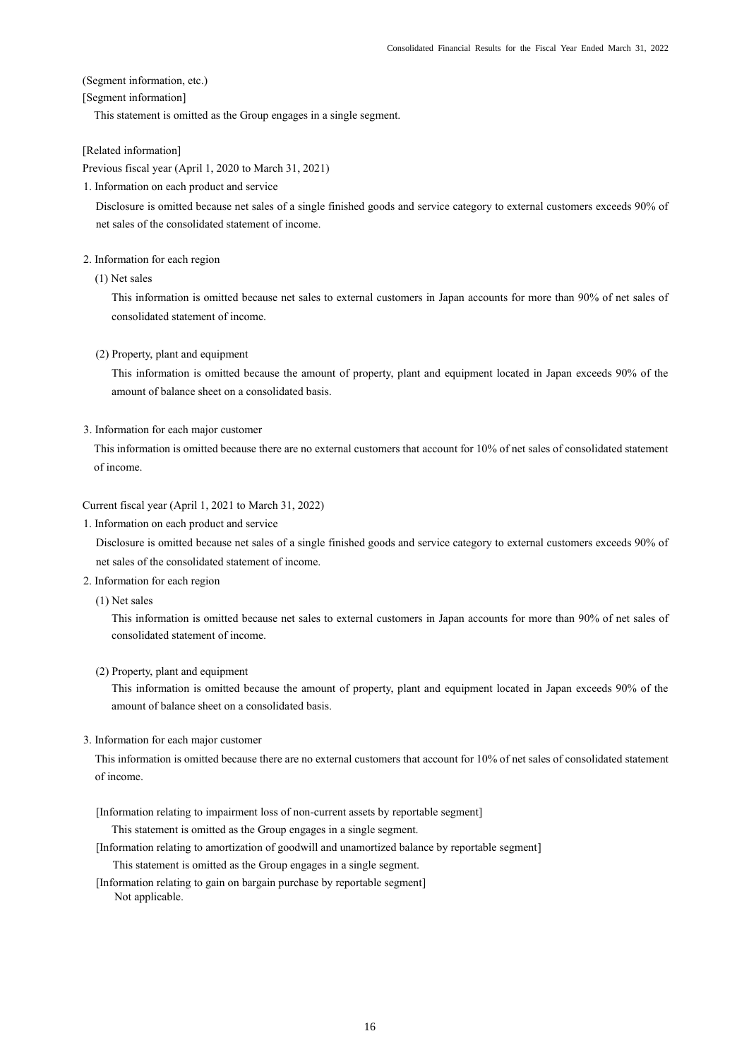(Segment information, etc.)

[Segment information]

This statement is omitted as the Group engages in a single segment.

[Related information]

Previous fiscal year (April 1, 2020 to March 31, 2021)

1. Information on each product and service

   Disclosure is omitted because net sales of a single finished goods and service category to external customers exceeds 90% of net sales of the consolidated statement of income.

2. Information for each region

   (1) Net sales

   This information is omitted because net sales to external customers in Japan accounts for more than 90% of net sales of consolidated statement of income.

   (2) Property, plant and equipment

   This information is omitted because the amount of property, plant and equipment located in Japan exceeds 90% of the amount of balance sheet on a consolidated basis.

3. Information for each major customer

   This information is omitted because there are no external customers that account for 10% of net sales of consolidated statement of income.

Current fiscal year (April 1, 2021 to March 31, 2022)

1. Information on each product and service

   Disclosure is omitted because net sales of a single finished goods and service category to external customers exceeds 90% of net sales of the consolidated statement of income.

2. Information for each region

   (1) Net sales

   This information is omitted because net sales to external customers in Japan accounts for more than 90% of net sales of consolidated statement of income.

   (2) Property, plant and equipment

   This information is omitted because the amount of property, plant and equipment located in Japan exceeds 90% of the amount of balance sheet on a consolidated basis.

3. Information for each major customer

   This information is omitted because there are no external customers that account for 10% of net sales of consolidated statement of income.

[Information relating to impairment loss of non-current assets by reportable segment]

This statement is omitted as the Group engages in a single segment.

[Information relating to amortization of goodwill and unamortized balance by reportable segment]

This statement is omitted as the Group engages in a single segment.

[Information relating to gain on bargain purchase by reportable segment]

Not applicable.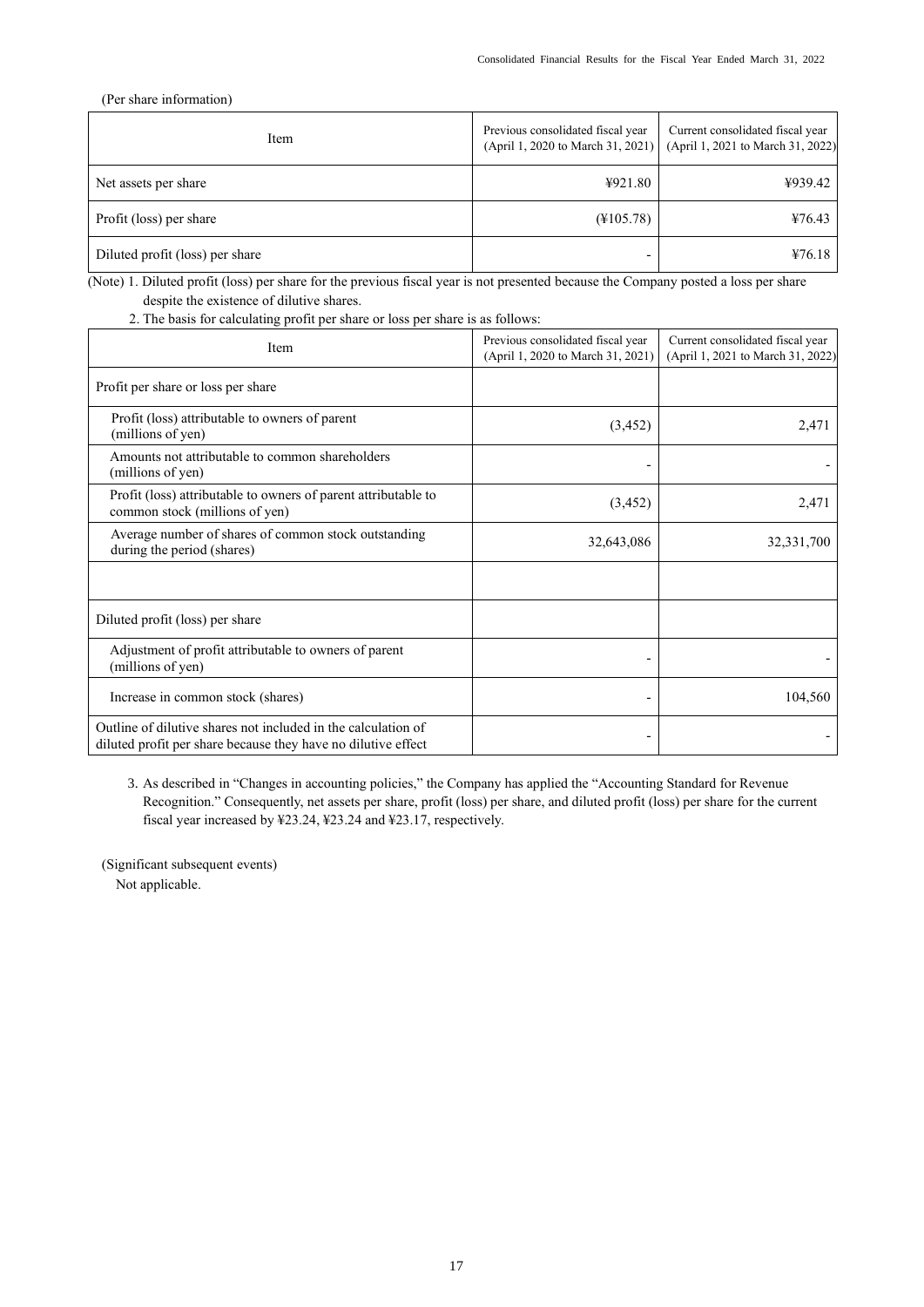(Per share information)

| Item | Previous consolidated fiscal year (April 1, 2020 to March 31, 2021) | Current consolidated fiscal year (April 1, 2021 to March 31, 2022) |
|---|---|---|
| Net assets per share | ¥921.80 | ¥939.42 |
| Profit (loss) per share | (¥105.78) | ¥76.43 |
| Diluted profit (loss) per share | - | ¥76.18 |

(Note) 1. Diluted profit (loss) per share for the previous fiscal year is not presented because the Company posted a loss per share despite the existence of dilutive shares.

2. The basis for calculating profit per share or loss per share is as follows:

| Item | Previous consolidated fiscal year (April 1, 2020 to March 31, 2021) | Current consolidated fiscal year (April 1, 2021 to March 31, 2022) |
|---|---|---|
| Profit per share or loss per share | | |
| Profit (loss) attributable to owners of parent (millions of yen) | (3,452) | 2,471 |
| Amounts not attributable to common shareholders (millions of yen) | - | - |
| Profit (loss) attributable to owners of parent attributable to common stock (millions of yen) | (3,452) | 2,471 |
| Average number of shares of common stock outstanding during the period (shares) | 32,643,086 | 32,331,700 |
| | | |
| Diluted profit (loss) per share | | |
| Adjustment of profit attributable to owners of parent (millions of yen) | - | - |
| Increase in common stock (shares) | - | 104,560 |
| Outline of dilutive shares not included in the calculation of diluted profit per share because they have no dilutive effect | - | - |

3. As described in "Changes in accounting policies," the Company has applied the "Accounting Standard for Revenue Recognition." Consequently, net assets per share, profit (loss) per share, and diluted profit (loss) per share for the current fiscal year increased by ¥23.24, ¥23.24 and ¥23.17, respectively.

(Significant subsequent events)

Not applicable.